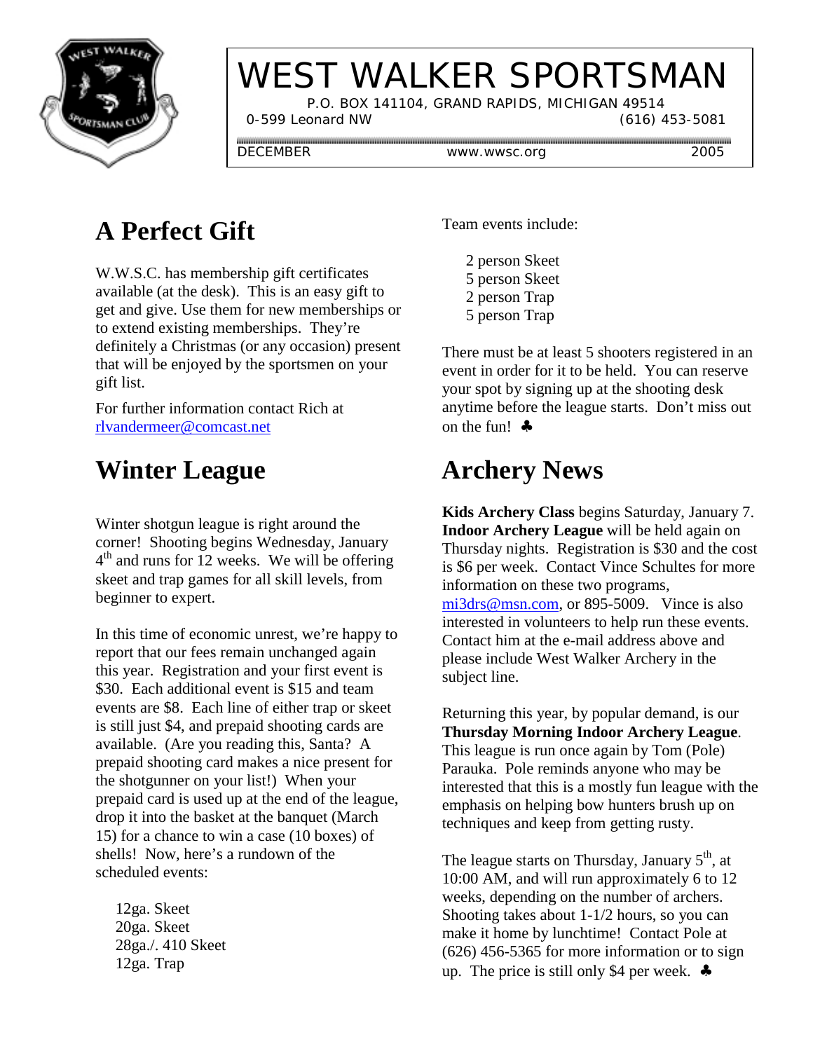# WEST WALKER SPORTSMAN

P.O. BOX 141104, GRAND RAPIDS, MICHIGAN 49514

0-599 Leonard NW (616) 453-5081

DECEMBER www.wwsc.org 2005

## A Perfect Gift

W.W.S.C. has membership gift certificates available (at the desk). This is an easy gift to get and give. Use them for new memberships or to extend existing memberships. They're definitely a Christmas (or any occasion) present that will be enjoyed by the sportsmen on your gift list.

For further information contact Rich at rlvandermeer@comcast.net

## Winter League

Winter shotgun league is right around the corner! Shooting begins Wednesday, January 4th and runs for 12 weeks. We will be offering skeet and trap games for all skill levels, from beginner to expert.

In this time of economic unrest, we're happy to report that our fees remain unchanged again this year. Registration and your first event is $30. Each additional event is $15 and team events are $8. Each line of either trap or skeet is still just $4, and prepaid shooting cards are available. (Are you reading this, Santa? A prepaid shooting card makes a nice present for the shotgunner on your list!) When your prepaid card is used up at the end of the league, drop it into the basket at the banquet (March 15) for a chance to win a case (10 boxes) of shells! Now, here's a rundown of the scheduled events:

12ga. Skeet
20ga. Skeet
28ga./. 410 Skeet
12ga. Trap

Team events include:

2 person Skeet
5 person Skeet
2 person Trap
5 person Trap

There must be at least 5 shooters registered in an event in order for it to be held. You can reserve your spot by signing up at the shooting desk anytime before the league starts. Don't miss out on the fun! ♣

## Archery News

**Kids Archery Class** begins Saturday, January 7. **Indoor Archery League** will be held again on Thursday nights. Registration is $30 and the cost is $6 per week. Contact Vince Schultes for more information on these two programs, mi3drs@msn.com, or 895-5009. Vince is also interested in volunteers to help run these events. Contact him at the e-mail address above and please include West Walker Archery in the subject line.

Returning this year, by popular demand, is our **Thursday Morning Indoor Archery League**. This league is run once again by Tom (Pole) Parauka. Pole reminds anyone who may be interested that this is a mostly fun league with the emphasis on helping bow hunters brush up on techniques and keep from getting rusty.

The league starts on Thursday, January 5th, at 10:00 AM, and will run approximately 6 to 12 weeks, depending on the number of archers. Shooting takes about 1-1/2 hours, so you can make it home by lunchtime! Contact Pole at (626) 456-5365 for more information or to sign up. The price is still only $4 per week. ♣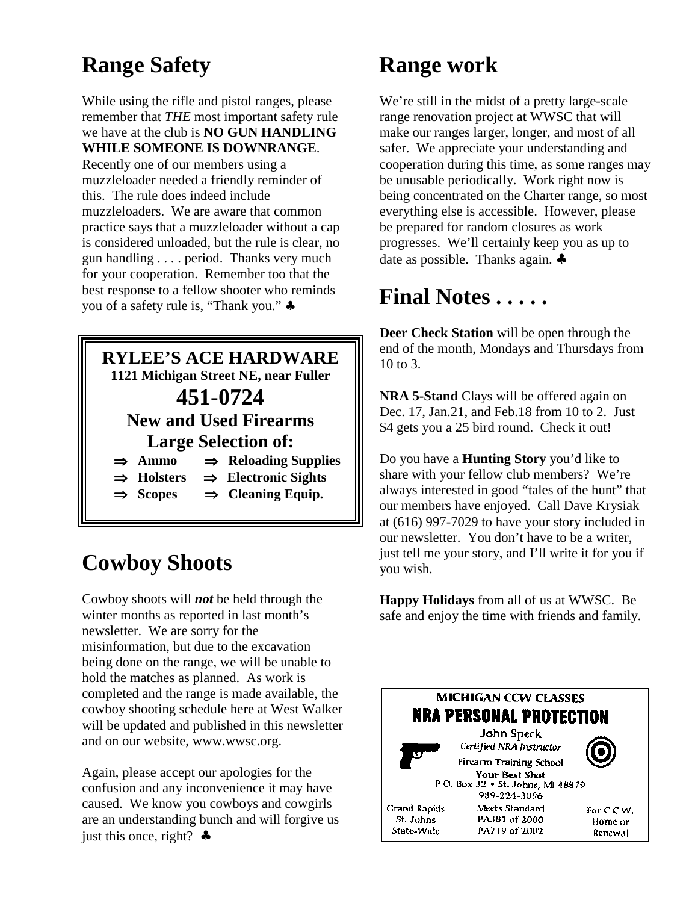## Range Safety

While using the rifle and pistol ranges, please remember that *THE* most important safety rule we have at the club is **NO GUN HANDLING WHILE SOMEONE IS DOWNRANGE**. Recently one of our members using a muzzleloader needed a friendly reminder of this. The rule does indeed include muzzleloaders. We are aware that common practice says that a muzzleloader without a cap is considered unloaded, but the rule is clear, no gun handling . . . . period. Thanks very much for your cooperation. Remember too that the best response to a fellow shooter who reminds you of a safety rule is, "Thank you." ♣

**RYLEE'S ACE HARDWARE**
**1121 Michigan Street NE, near Fuller**
**451-0724**
**New and Used Firearms**
**Large Selection of:**

- ⇒ **Ammo**
- ⇒ **Reloading Supplies**
- ⇒ **Holsters**
- ⇒ **Electronic Sights**
- ⇒ **Scopes**
- ⇒ **Cleaning Equip.**

## Cowboy Shoots

Cowboy shoots will ***not*** be held through the winter months as reported in last month's newsletter. We are sorry for the misinformation, but due to the excavation being done on the range, we will be unable to hold the matches as planned. As work is completed and the range is made available, the cowboy shooting schedule here at West Walker will be updated and published in this newsletter and on our website, www.wwsc.org.

Again, please accept our apologies for the confusion and any inconvenience it may have caused. We know you cowboys and cowgirls are an understanding bunch and will forgive us just this once, right? ♣

## Range work

We're still in the midst of a pretty large-scale range renovation project at WWSC that will make our ranges larger, longer, and most of all safer. We appreciate your understanding and cooperation during this time, as some ranges may be unusable periodically. Work right now is being concentrated on the Charter range, so most everything else is accessible. However, please be prepared for random closures as work progresses. We'll certainly keep you as up to date as possible. Thanks again. ♣

## Final Notes . . . . .

**Deer Check Station** will be open through the end of the month, Mondays and Thursdays from 10 to 3.

**NRA 5-Stand** Clays will be offered again on Dec. 17, Jan.21, and Feb.18 from 10 to 2. Just $4 gets you a 25 bird round. Check it out!

Do you have a **Hunting Story** you'd like to share with your fellow club members? We're always interested in good "tales of the hunt" that our members have enjoyed. Call Dave Krysiak at (616) 997-7029 to have your story included in our newsletter. You don't have to be a writer, just tell me your story, and I'll write it for you if you wish.

**Happy Holidays** from all of us at WWSC. Be safe and enjoy the time with friends and family.

**MICHIGAN CCW CLASSES**
**NRA PERSONAL PROTECTION**
John Speck
*Certified NRA Instructor*
Firearm Training School
**Your Best Shot**
P.O. Box 32 • St. Johns, MI 48879
989-224-3096

Grand Rapids, St. Johns, State-Wide — Meets Standard PA381 of 2000, PA719 of 2002 — For C.C.W. Home or Renewal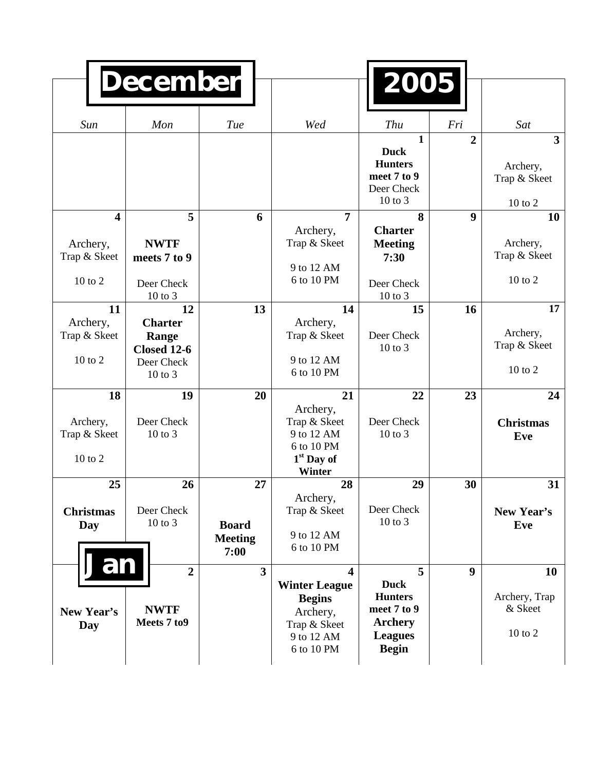# December 2005

| *Sun* | *Mon* | *Tue* | *Wed* | *Thu* | *Fri* | *Sat* |
|---|---|---|---|---|---|---|
| | | | | **1** **Duck Hunters meet 7 to 9** Deer Check 10 to 3 | **2** | **3** Archery, Trap & Skeet 10 to 2 |
| **4** Archery, Trap & Skeet 10 to 2 | **5** **NWTF meets 7 to 9** Deer Check 10 to 3 | **6** | **7** Archery, Trap & Skeet 9 to 12 AM 6 to 10 PM | **8** **Charter Meeting 7:30** Deer Check 10 to 3 | **9** | **10** Archery, Trap & Skeet 10 to 2 |
| **11** Archery, Trap & Skeet 10 to 2 | **12** **Charter Range Closed 12-6** Deer Check 10 to 3 | **13** | **14** Archery, Trap & Skeet 9 to 12 AM 6 to 10 PM | **15** Deer Check 10 to 3 | **16** | **17** Archery, Trap & Skeet 10 to 2 |
| **18** Archery, Trap & Skeet 10 to 2 | **19** Deer Check 10 to 3 | **20** | **21** Archery, Trap & Skeet 9 to 12 AM 6 to 10 PM **1st Day of Winter** | **22** Deer Check 10 to 3 | **23** | **24** **Christmas Eve** |
| **25** **Christmas Day** | **26** Deer Check 10 to 3 | **27** **Board Meeting 7:00** | **28** Archery, Trap & Skeet 9 to 12 AM 6 to 10 PM | **29** Deer Check 10 to 3 | **30** | **31** **New Year's Eve** |
| **Jan** **New Year's Day** | **2** **NWTF Meets 7 to9** | **3** | **4** **Winter League Begins** Archery, Trap & Skeet 9 to 12 AM 6 to 10 PM | **5** **Duck Hunters meet 7 to 9** **Archery Leagues Begin** | **9** | **10** Archery, Trap & Skeet 10 to 2 |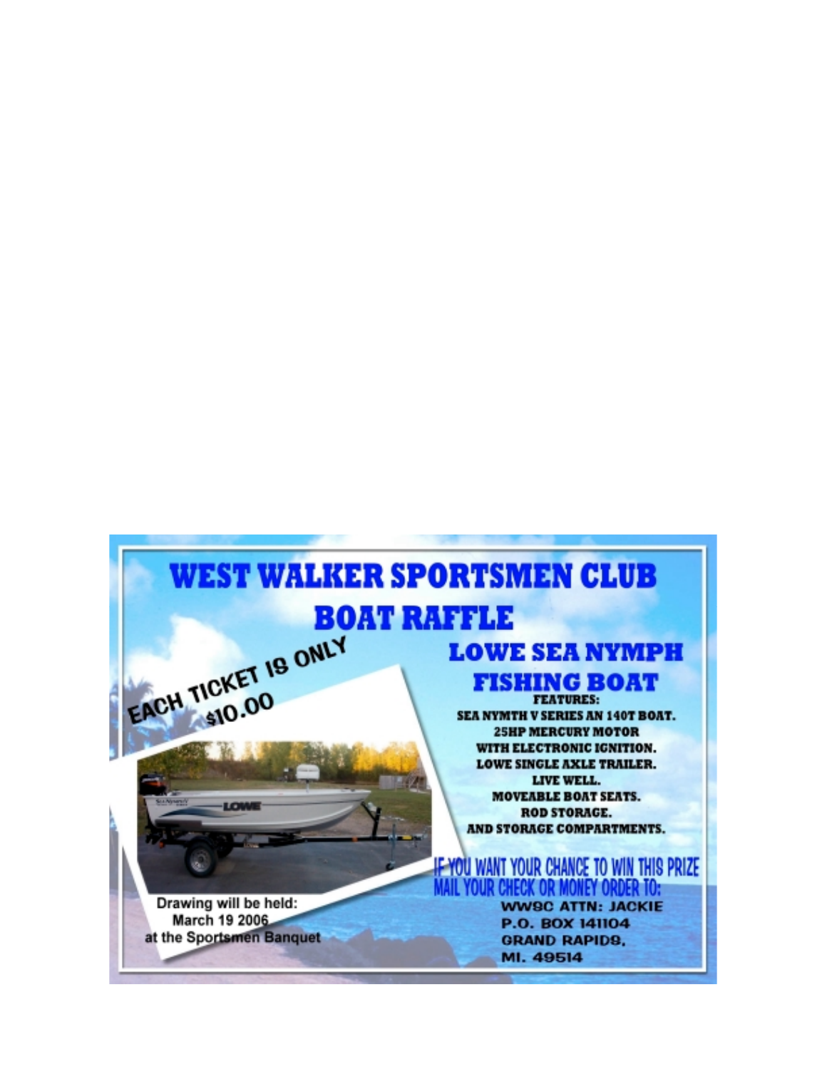# WEST WALKER SPORTSMEN CLUB

# BOAT RAFFLE

EACH TICKET IS ONLY $10.00

## LOWE SEA NYMPH FISHING BOAT

**FEATURES:**

**SEA NYMTH V SERIES AN 140T BOAT.**
**25HP MERCURY MOTOR**
**WITH ELECTRONIC IGNITION.**
**LOWE SINGLE AXLE TRAILER.**
**LIVE WELL.**
**MOVEABLE BOAT SEATS.**
**ROD STORAGE.**
**AND STORAGE COMPARTMENTS.**

Drawing will be held:
March 19 2006
at the Sportsmen Banquet

IF YOU WANT YOUR CHANCE TO WIN THIS PRIZE MAIL YOUR CHECK OR MONEY ORDER TO:

WWSC ATTN: JACKIE
P.O. BOX 141104
GRAND RAPIDS,
MI. 49514